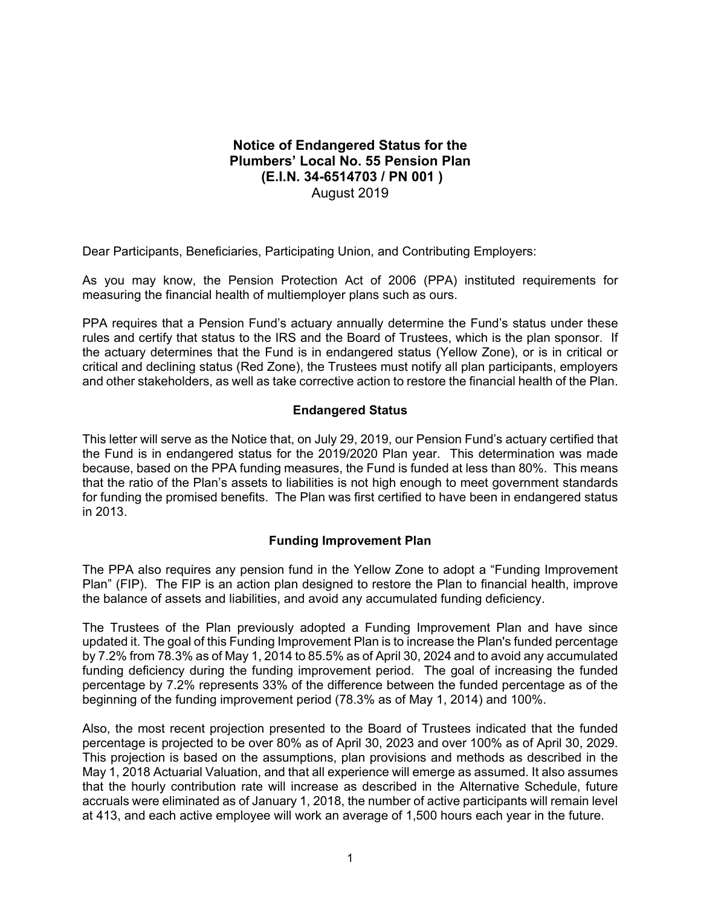# Notice of Endangered Status for the Plumbers' Local No. 55 Pension Plan (E.I.N. 34-6514703 / PN 001 )

August 2019

Dear Participants, Beneficiaries, Participating Union, and Contributing Employers:

As you may know, the Pension Protection Act of 2006 (PPA) instituted requirements for measuring the financial health of multiemployer plans such as ours.

PPA requires that a Pension Fund's actuary annually determine the Fund's status under these rules and certify that status to the IRS and the Board of Trustees, which is the plan sponsor. If the actuary determines that the Fund is in endangered status (Yellow Zone), or is in critical or critical and declining status (Red Zone), the Trustees must notify all plan participants, employers and other stakeholders, as well as take corrective action to restore the financial health of the Plan.

## Endangered Status

This letter will serve as the Notice that, on July 29, 2019, our Pension Fund's actuary certified that the Fund is in endangered status for the 2019/2020 Plan year. This determination was made because, based on the PPA funding measures, the Fund is funded at less than 80%. This means that the ratio of the Plan's assets to liabilities is not high enough to meet government standards for funding the promised benefits. The Plan was first certified to have been in endangered status in 2013.

## Funding Improvement Plan

The PPA also requires any pension fund in the Yellow Zone to adopt a "Funding Improvement Plan" (FIP). The FIP is an action plan designed to restore the Plan to financial health, improve the balance of assets and liabilities, and avoid any accumulated funding deficiency.

The Trustees of the Plan previously adopted a Funding Improvement Plan and have since updated it. The goal of this Funding Improvement Plan is to increase the Plan's funded percentage by 7.2% from 78.3% as of May 1, 2014 to 85.5% as of April 30, 2024 and to avoid any accumulated funding deficiency during the funding improvement period. The goal of increasing the funded percentage by 7.2% represents 33% of the difference between the funded percentage as of the beginning of the funding improvement period (78.3% as of May 1, 2014) and 100%.

Also, the most recent projection presented to the Board of Trustees indicated that the funded percentage is projected to be over 80% as of April 30, 2023 and over 100% as of April 30, 2029. This projection is based on the assumptions, plan provisions and methods as described in the May 1, 2018 Actuarial Valuation, and that all experience will emerge as assumed. It also assumes that the hourly contribution rate will increase as described in the Alternative Schedule, future accruals were eliminated as of January 1, 2018, the number of active participants will remain level at 413, and each active employee will work an average of 1,500 hours each year in the future.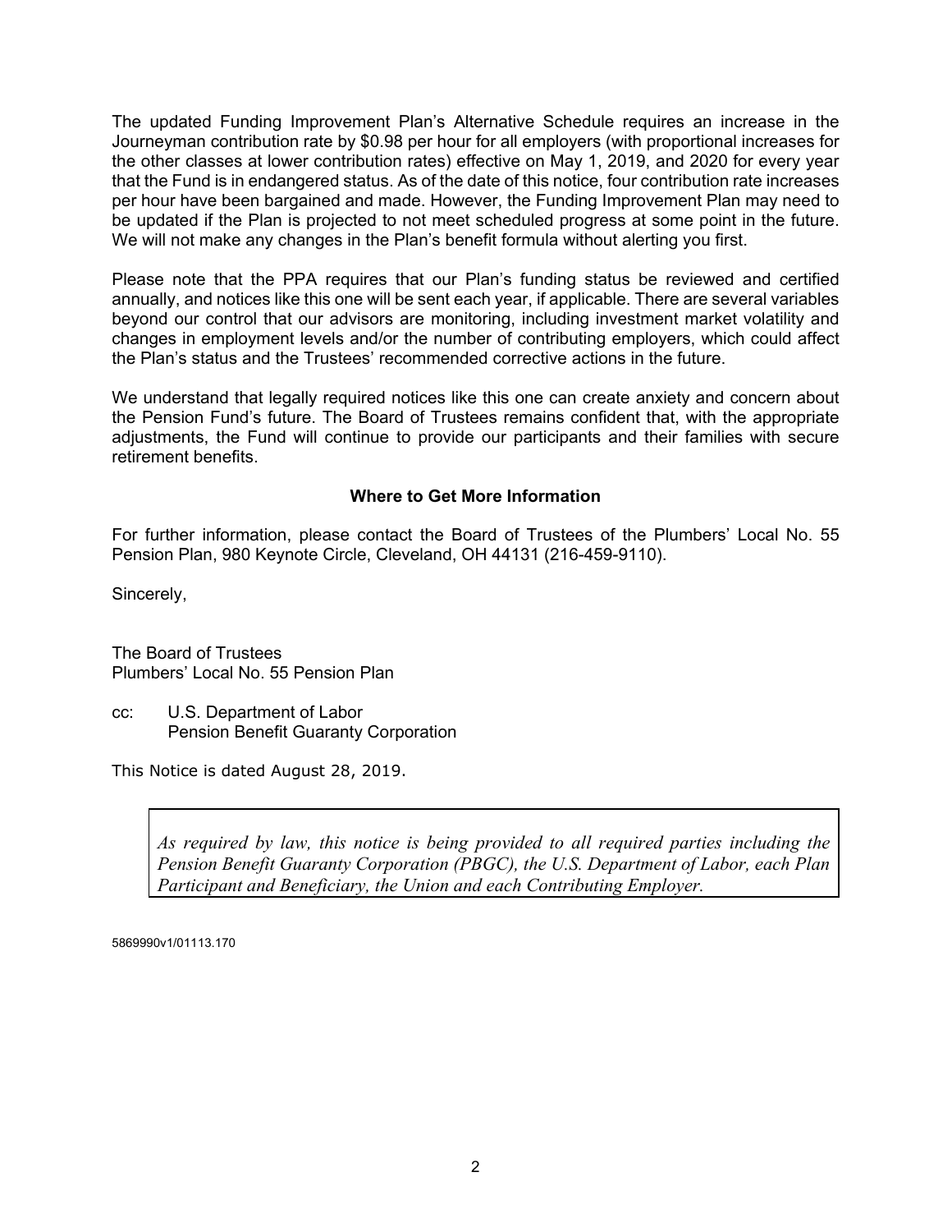The updated Funding Improvement Plan's Alternative Schedule requires an increase in the Journeyman contribution rate by $0.98 per hour for all employers (with proportional increases for the other classes at lower contribution rates) effective on May 1, 2019, and 2020 for every year that the Fund is in endangered status. As of the date of this notice, four contribution rate increases per hour have been bargained and made. However, the Funding Improvement Plan may need to be updated if the Plan is projected to not meet scheduled progress at some point in the future. We will not make any changes in the Plan's benefit formula without alerting you first.

Please note that the PPA requires that our Plan's funding status be reviewed and certified annually, and notices like this one will be sent each year, if applicable. There are several variables beyond our control that our advisors are monitoring, including investment market volatility and changes in employment levels and/or the number of contributing employers, which could affect the Plan's status and the Trustees' recommended corrective actions in the future.

We understand that legally required notices like this one can create anxiety and concern about the Pension Fund's future. The Board of Trustees remains confident that, with the appropriate adjustments, the Fund will continue to provide our participants and their families with secure retirement benefits.

## Where to Get More Information

For further information, please contact the Board of Trustees of the Plumbers' Local No. 55 Pension Plan, 980 Keynote Circle, Cleveland, OH 44131 (216-459-9110).

Sincerely,

The Board of Trustees
Plumbers' Local No. 55 Pension Plan

cc: U.S. Department of Labor
Pension Benefit Guaranty Corporation

This Notice is dated August 28, 2019.

*As required by law, this notice is being provided to all required parties including the Pension Benefit Guaranty Corporation (PBGC), the U.S. Department of Labor, each Plan Participant and Beneficiary, the Union and each Contributing Employer.*

5869990v1/01113.170